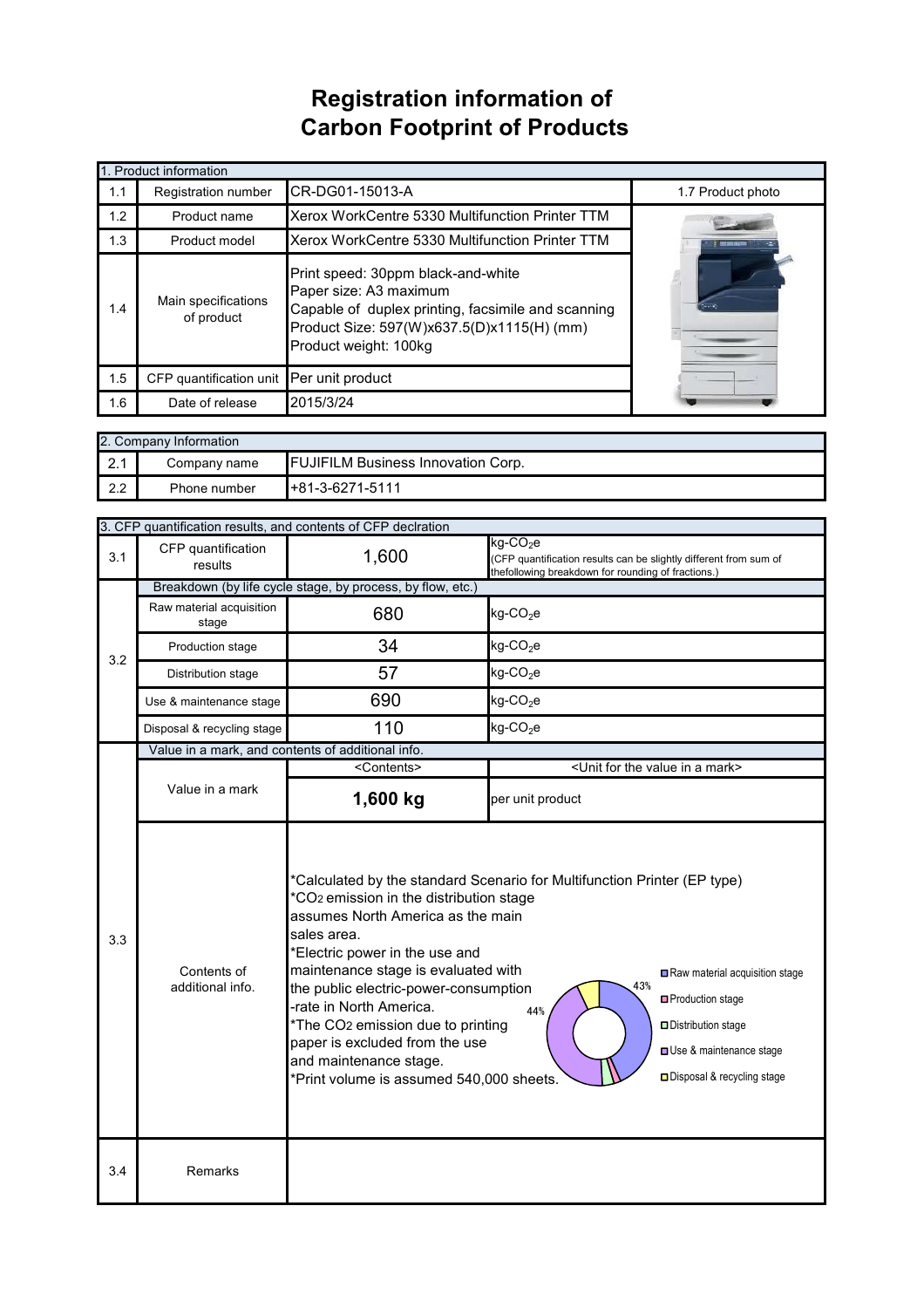# Registration information of Carbon Footprint of Products

| 1. Product information | | | |
|---|---|---|---|
| 1.1 | Registration number | CR-DG01-15013-A | 1.7 Product photo |
| 1.2 | Product name | Xerox WorkCentre 5330 Multifunction Printer TTM | |
| 1.3 | Product model | Xerox WorkCentre 5330 Multifunction Printer TTM | |
| 1.4 | Main specifications of product | Print speed: 30ppm black-and-white<br>Paper size: A3 maximum<br>Capable of duplex printing, facsimile and scanning<br>Product Size: 597(W)x637.5(D)x1115(H) (mm)<br>Product weight: 100kg | |
| 1.5 | CFP quantification unit | Per unit product | |
| 1.6 | Date of release | 2015/3/24 | |

| 2. Company Information | | |
|---|---|---|
| 2.1 | Company name | FUJIFILM Business Innovation Corp. |
| 2.2 | Phone number | +81-3-6271-5111 |

| 3. CFP quantification results, and contents of CFP declration | | | |
|---|---|---|---|
| 3.1 | CFP quantification results | 1,600 | kg-$CO_2$e<br>(CFP quantification results can be slightly different from sum of thefollowing breakdown for rounding of fractions.) |
| 3.2 | Breakdown (by life cycle stage, by process, by flow, etc.) | | |
| | Raw material acquisition stage | 680 | kg-$CO_2$e |
| | Production stage | 34 | kg-$CO_2$e |
| | Distribution stage | 57 | kg-$CO_2$e |
| | Use & maintenance stage | 690 | kg-$CO_2$e |
| | Disposal & recycling stage | 110 | kg-$CO_2$e |
| 3.3 | Value in a mark, and contents of additional info. | | |
| | | <Contents> | <Unit for the value in a mark> |
| | Value in a mark | **1,600 kg** | per unit product |
| | Contents of additional info. | *Calculated by the standard Scenario for Multifunction Printer (EP type)<br>*$CO_2$ emission in the distribution stage assumes North America as the main sales area.<br>*Electric power in the use and maintenance stage is evaluated with the public electric-power-consumption -rate in North America.<br>*The $CO_2$ emission due to printing paper is excluded from the use and maintenance stage.<br>*Print volume is assumed 540,000 sheets. | |
| 3.4 | Remarks | | |

43%
44%
Raw material acquisition stage
Production stage
Distribution stage
Use & maintenance stage
Disposal & recycling stage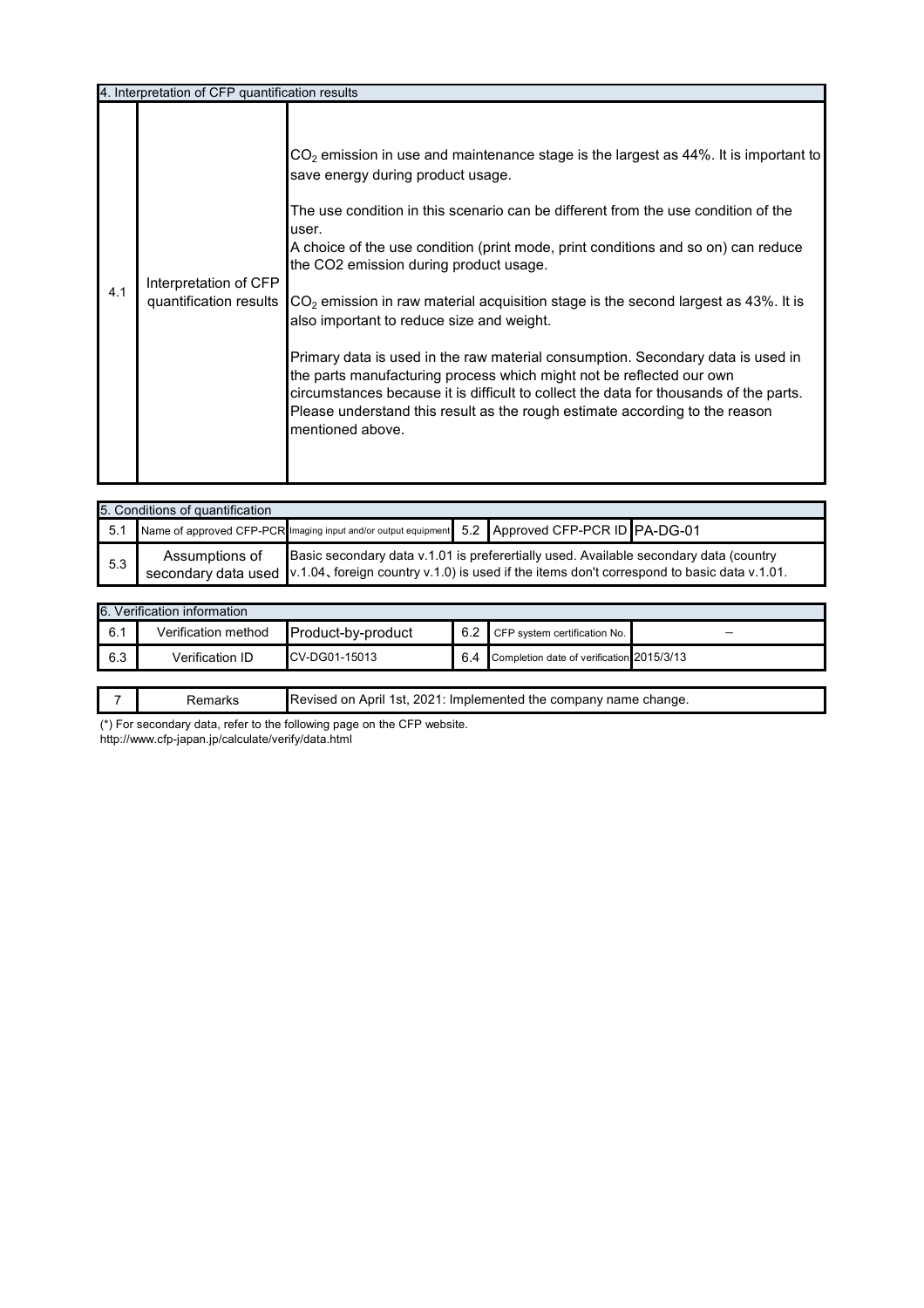| 4. Interpretation of CFP quantification results | | |
|---|---|---|
| 4.1 | Interpretation of CFP quantification results | $CO_2$ emission in use and maintenance stage is the largest as 44%. It is important to save energy during product usage.<br><br>The use condition in this scenario can be different from the use condition of the user.<br>A choice of the use condition (print mode, print conditions and so on) can reduce the CO2 emission during product usage.<br><br>$CO_2$ emission in raw material acquisition stage is the second largest as 43%. It is also important to reduce size and weight.<br><br>Primary data is used in the raw material consumption. Secondary data is used in the parts manufacturing process which might not be reflected our own circumstances because it is difficult to collect the data for thousands of the parts. Please understand this result as the rough estimate according to the reason mentioned above. |

| 5. Conditions of quantification | | | | | |
|---|---|---|---|---|---|
| 5.1 | Name of approved CFP-PCR | Imaging input and/or output equipment | 5.2 | Approved CFP-PCR ID | PA-DG-01 |
| 5.3 | Assumptions of secondary data used | Basic secondary data v.1.01 is preferertially used. Available secondary data (country v.1.04、foreign country v.1.0) is used if the items don't correspond to basic data v.1.01. | | | |

| 6. Verification information | | | | | |
|---|---|---|---|---|---|
| 6.1 | Verification method | Product-by-product | 6.2 | CFP system certification No. | － |
| 6.3 | Verification ID | CV-DG01-15013 | 6.4 | Completion date of verification | 2015/3/13 |

| | | |
|---|---|---|
| 7 | Remarks | Revised on April 1st, 2021: Implemented the company name change. |

(*) For secondary data, refer to the following page on the CFP website.
http://www.cfp-japan.jp/calculate/verify/data.html